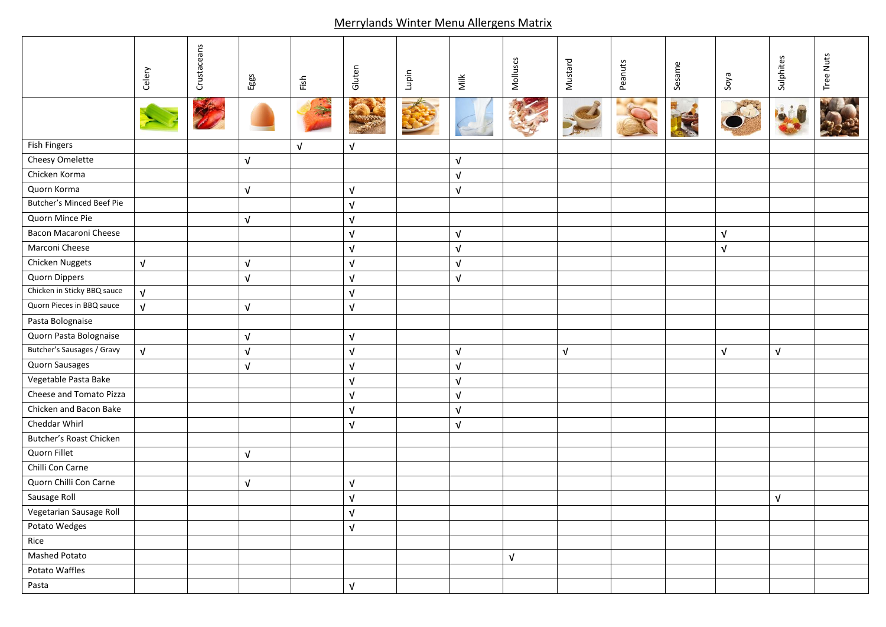# Merrylands Winter Menu Allergens Matrix

| | Celery | Crustaceans | Eggs | Fish | Gluten | Lupin | Milk | Molluscs | Mustard | Peanuts | Sesame | Soya | Sulphites | Tree Nuts |
|---|---|---|---|---|---|---|---|---|---|---|---|---|---|---|
| Fish Fingers | | | | √ | √ | | | | | | | | | |
| Cheesy Omelette | | | √ | | | | √ | | | | | | | |
| Chicken Korma | | | | | | | √ | | | | | | | |
| Quorn Korma | | | √ | | √ | | √ | | | | | | | |
| Butcher's Minced Beef Pie | | | | | √ | | | | | | | | | |
| Quorn Mince Pie | | | √ | | √ | | | | | | | | | |
| Bacon Macaroni Cheese | | | | | √ | | √ | | | | | √ | | |
| Marconi Cheese | | | | | √ | | √ | | | | | √ | | |
| Chicken Nuggets | √ | | √ | | √ | | √ | | | | | | | |
| Quorn Dippers | | | √ | | √ | | √ | | | | | | | |
| Chicken in Sticky BBQ sauce | √ | | | | √ | | | | | | | | | |
| Quorn Pieces in BBQ sauce | √ | | √ | | √ | | | | | | | | | |
| Pasta Bolognaise | | | | | | | | | | | | | | |
| Quorn Pasta Bolognaise | | | √ | | √ | | | | | | | | | |
| Butcher's Sausages / Gravy | √ | | √ | | √ | | √ | | √ | | | √ | √ | |
| Quorn Sausages | | | √ | | √ | | √ | | | | | | | |
| Vegetable Pasta Bake | | | | | √ | | √ | | | | | | | |
| Cheese and Tomato Pizza | | | | | √ | | √ | | | | | | | |
| Chicken and Bacon Bake | | | | | √ | | √ | | | | | | | |
| Cheddar Whirl | | | | | √ | | √ | | | | | | | |
| Butcher's Roast Chicken | | | | | | | | | | | | | | |
| Quorn Fillet | | | √ | | | | | | | | | | | |
| Chilli Con Carne | | | | | | | | | | | | | | |
| Quorn Chilli Con Carne | | | √ | | √ | | | | | | | | | |
| Sausage Roll | | | | | √ | | | | | | | | √ | |
| Vegetarian Sausage Roll | | | | | √ | | | | | | | | | |
| Potato Wedges | | | | | √ | | | | | | | | | |
| Rice | | | | | | | | | | | | | | |
| Mashed Potato | | | | | | | | √ | | | | | | |
| Potato Waffles | | | | | | | | | | | | | | |
| Pasta | | | | | √ | | | | | | | | | |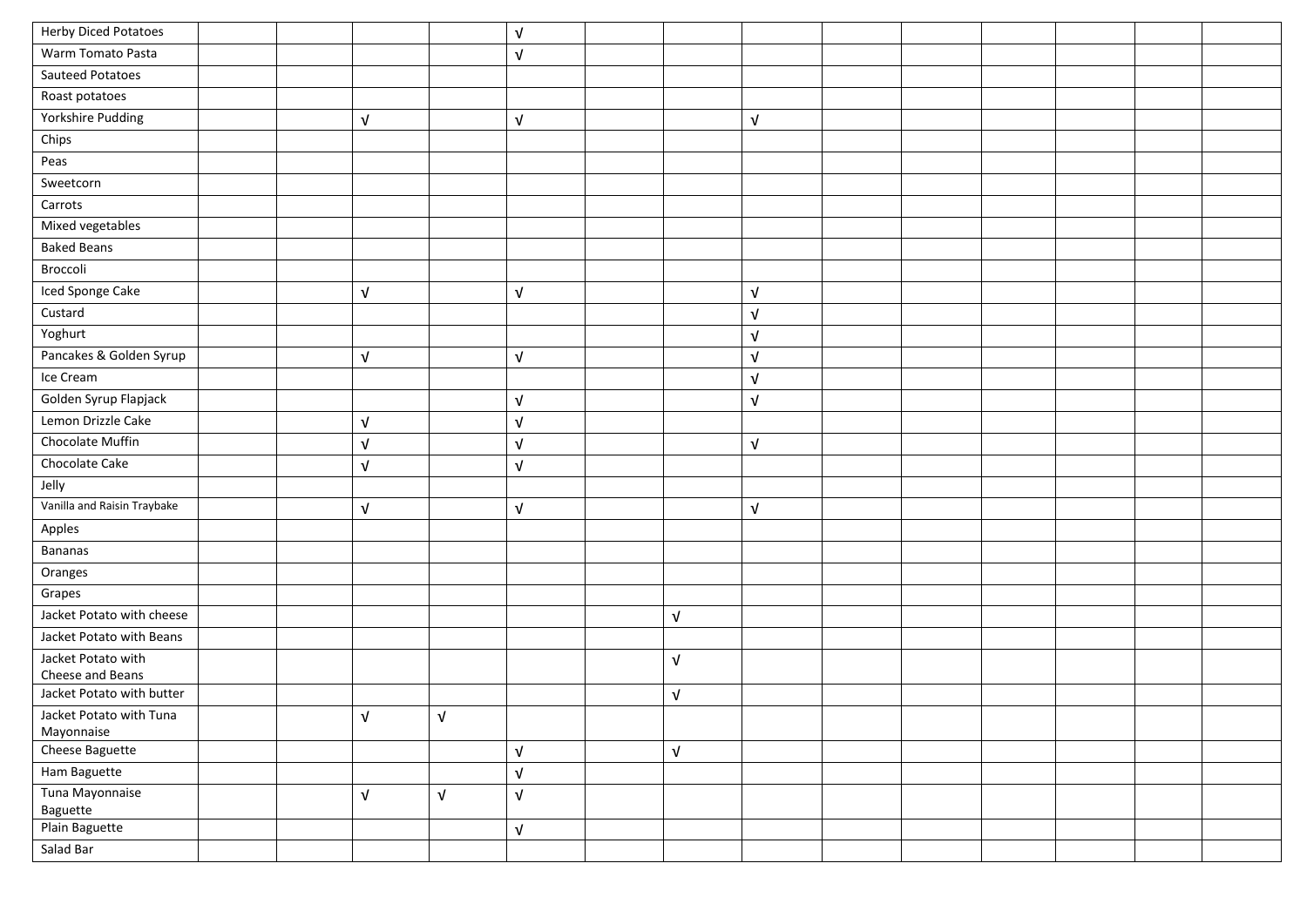| | | | | | | | | | | | | | | |
|---|---|---|---|---|---|---|---|---|---|---|---|---|---|---|
| Herby Diced Potatoes | | | | | √ | | | | | | | | | |
| Warm Tomato Pasta | | | | | √ | | | | | | | | | |
| Sauteed Potatoes | | | | | | | | | | | | | | |
| Roast potatoes | | | | | | | | | | | | | | |
| Yorkshire Pudding | | | √ | | √ | | | √ | | | | | | |
| Chips | | | | | | | | | | | | | | |
| Peas | | | | | | | | | | | | | | |
| Sweetcorn | | | | | | | | | | | | | | |
| Carrots | | | | | | | | | | | | | | |
| Mixed vegetables | | | | | | | | | | | | | | |
| Baked Beans | | | | | | | | | | | | | | |
| Broccoli | | | | | | | | | | | | | | |
| Iced Sponge Cake | | | √ | | √ | | | √ | | | | | | |
| Custard | | | | | | | | √ | | | | | | |
| Yoghurt | | | | | | | | √ | | | | | | |
| Pancakes & Golden Syrup | | | √ | | √ | | | √ | | | | | | |
| Ice Cream | | | | | | | | √ | | | | | | |
| Golden Syrup Flapjack | | | | | √ | | | √ | | | | | | |
| Lemon Drizzle Cake | | | √ | | √ | | | | | | | | | |
| Chocolate Muffin | | | √ | | √ | | | √ | | | | | | |
| Chocolate Cake | | | √ | | √ | | | | | | | | | |
| Jelly | | | | | | | | | | | | | | |
| Vanilla and Raisin Traybake | | | √ | | √ | | | √ | | | | | | |
| Apples | | | | | | | | | | | | | | |
| Bananas | | | | | | | | | | | | | | |
| Oranges | | | | | | | | | | | | | | |
| Grapes | | | | | | | | | | | | | | |
| Jacket Potato with cheese | | | | | | | √ | | | | | | | |
| Jacket Potato with Beans | | | | | | | | | | | | | | |
| Jacket Potato with Cheese and Beans | | | | | | | √ | | | | | | | |
| Jacket Potato with butter | | | | | | | √ | | | | | | | |
| Jacket Potato with Tuna Mayonnaise | | | √ | √ | | | | | | | | | | |
| Cheese Baguette | | | | | √ | | √ | | | | | | | |
| Ham Baguette | | | | | √ | | | | | | | | | |
| Tuna Mayonnaise Baguette | | | √ | √ | √ | | | | | | | | | |
| Plain Baguette | | | | | √ | | | | | | | | | |
| Salad Bar | | | | | | | | | | | | | | |